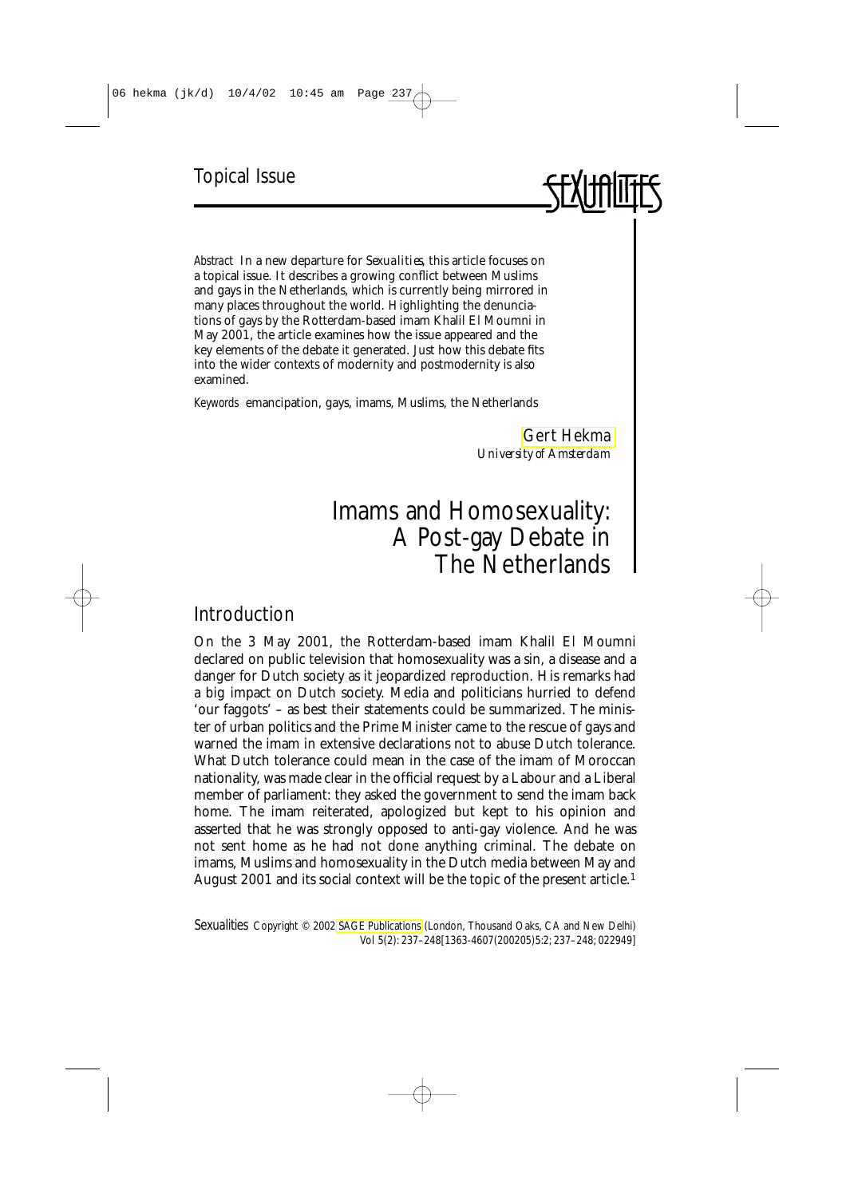Topical Issue

*Abstract* In a new departure for *Sexualities*, this article focuses on a topical issue. It describes a growing conflict between Muslims and gays in the Netherlands, which is currently being mirrored in many places throughout the world. Highlighting the denunciations of gays by the Rotterdam-based imam Khalil El Moumni in May 2001, the article examines how the issue appeared and the key elements of the debate it generated. Just how this debate fits into the wider contexts of modernity and postmodernity is also examined.

*Keywords* emancipation, gays, imams, Muslims, the Netherlands

Gert Hekma
*University of Amsterdam*

# Imams and Homosexuality: A Post-gay Debate in The Netherlands

## Introduction

On the 3 May 2001, the Rotterdam-based imam Khalil El Moumni declared on public television that homosexuality was a sin, a disease and a danger for Dutch society as it jeopardized reproduction. His remarks had a big impact on Dutch society. Media and politicians hurried to defend 'our faggots' – as best their statements could be summarized. The minister of urban politics and the Prime Minister came to the rescue of gays and warned the imam in extensive declarations not to abuse Dutch tolerance. What Dutch tolerance could mean in the case of the imam of Moroccan nationality, was made clear in the official request by a Labour and a Liberal member of parliament: they asked the government to send the imam back home. The imam reiterated, apologized but kept to his opinion and asserted that he was strongly opposed to anti-gay violence. And he was not sent home as he had not done anything criminal. The debate on imams, Muslims and homosexuality in the Dutch media between May and August 2001 and its social context will be the topic of the present article.[1]

*Sexualities* Copyright © 2002 SAGE Publications (London, Thousand Oaks, CA and New Delhi)
Vol 5(2): 237–248[1363-4607(200205)5:2; 237–248; 022949]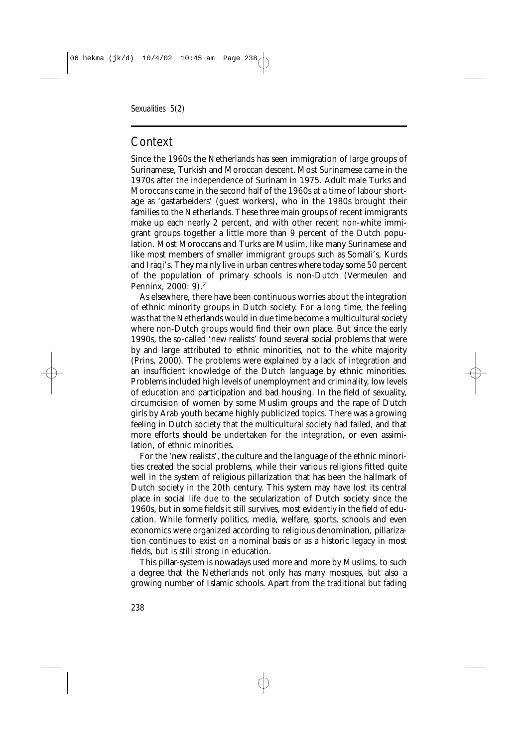## Context

Since the 1960s the Netherlands has seen immigration of large groups of Surinamese, Turkish and Moroccan descent. Most Surinamese came in the 1970s after the independence of Surinam in 1975. Adult male Turks and Moroccans came in the second half of the 1960s at a time of labour shortage as 'gastarbeiders' (guest workers), who in the 1980s brought their families to the Netherlands. These three main groups of recent immigrants make up each nearly 2 percent, and with other recent non-white immigrant groups together a little more than 9 percent of the Dutch population. Most Moroccans and Turks are Muslim, like many Surinamese and like most members of smaller immigrant groups such as Somali's, Kurds and Iraqi's. They mainly live in urban centres where today some 50 percent of the population of primary schools is non-Dutch (Vermeulen and Penninx, 2000: 9).[2]

As elsewhere, there have been continuous worries about the integration of ethnic minority groups in Dutch society. For a long time, the feeling was that the Netherlands would in due time become a multicultural society where non-Dutch groups would find their own place. But since the early 1990s, the so-called 'new realists' found several social problems that were by and large attributed to ethnic minorities, not to the white majority (Prins, 2000). The problems were explained by a lack of integration and an insufficient knowledge of the Dutch language by ethnic minorities. Problems included high levels of unemployment and criminality, low levels of education and participation and bad housing. In the field of sexuality, circumcision of women by some Muslim groups and the rape of Dutch girls by Arab youth became highly publicized topics. There was a growing feeling in Dutch society that the multicultural society had failed, and that more efforts should be undertaken for the integration, or even assimilation, of ethnic minorities.

For the 'new realists', the culture and the language of the ethnic minorities created the social problems, while their various religions fitted quite well in the system of religious pillarization that has been the hallmark of Dutch society in the 20th century. This system may have lost its central place in social life due to the secularization of Dutch society since the 1960s, but in some fields it still survives, most evidently in the field of education. While formerly politics, media, welfare, sports, schools and even economics were organized according to religious denomination, pillarization continues to exist on a nominal basis or as a historic legacy in most fields, but is still strong in education.

This pillar-system is nowadays used more and more by Muslims, to such a degree that the Netherlands not only has many mosques, but also a growing number of Islamic schools. Apart from the traditional but fading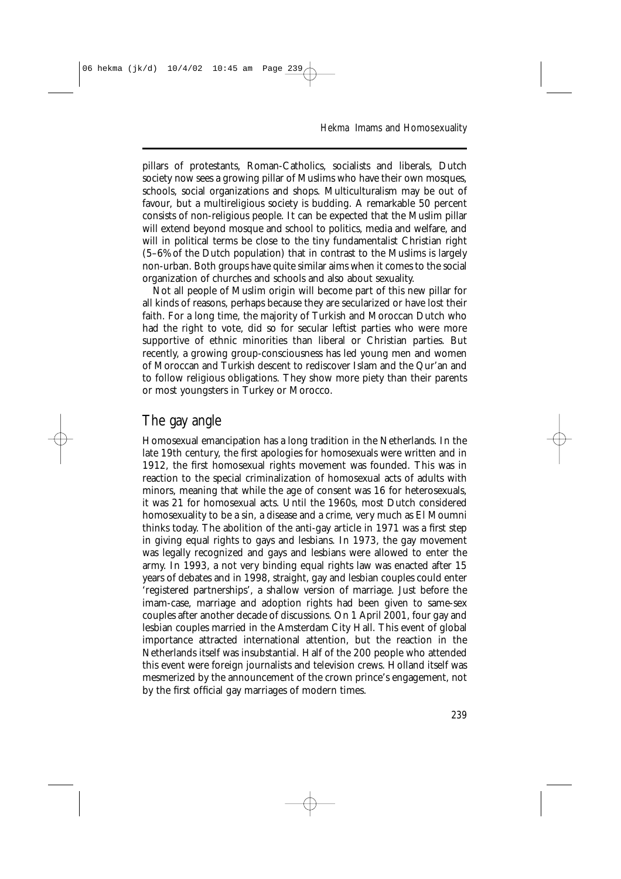pillars of protestants, Roman-Catholics, socialists and liberals, Dutch society now sees a growing pillar of Muslims who have their own mosques, schools, social organizations and shops. Multiculturalism may be out of favour, but a multireligious society is budding. A remarkable 50 percent consists of non-religious people. It can be expected that the Muslim pillar will extend beyond mosque and school to politics, media and welfare, and will in political terms be close to the tiny fundamentalist Christian right (5–6% of the Dutch population) that in contrast to the Muslims is largely non-urban. Both groups have quite similar aims when it comes to the social organization of churches and schools and also about sexuality.

Not all people of Muslim origin will become part of this new pillar for all kinds of reasons, perhaps because they are secularized or have lost their faith. For a long time, the majority of Turkish and Moroccan Dutch who had the right to vote, did so for secular leftist parties who were more supportive of ethnic minorities than liberal or Christian parties. But recently, a growing group-consciousness has led young men and women of Moroccan and Turkish descent to rediscover Islam and the Qur'an and to follow religious obligations. They show more piety than their parents or most youngsters in Turkey or Morocco.

## The gay angle

Homosexual emancipation has a long tradition in the Netherlands. In the late 19th century, the first apologies for homosexuals were written and in 1912, the first homosexual rights movement was founded. This was in reaction to the special criminalization of homosexual acts of adults with minors, meaning that while the age of consent was 16 for heterosexuals, it was 21 for homosexual acts. Until the 1960s, most Dutch considered homosexuality to be a sin, a disease and a crime, very much as El Moumni thinks today. The abolition of the anti-gay article in 1971 was a first step in giving equal rights to gays and lesbians. In 1973, the gay movement was legally recognized and gays and lesbians were allowed to enter the army. In 1993, a not very binding equal rights law was enacted after 15 years of debates and in 1998, straight, gay and lesbian couples could enter 'registered partnerships', a shallow version of marriage. Just before the imam-case, marriage and adoption rights had been given to same-sex couples after another decade of discussions. On 1 April 2001, four gay and lesbian couples married in the Amsterdam City Hall. This event of global importance attracted international attention, but the reaction in the Netherlands itself was insubstantial. Half of the 200 people who attended this event were foreign journalists and television crews. Holland itself was mesmerized by the announcement of the crown prince's engagement, not by the first official gay marriages of modern times.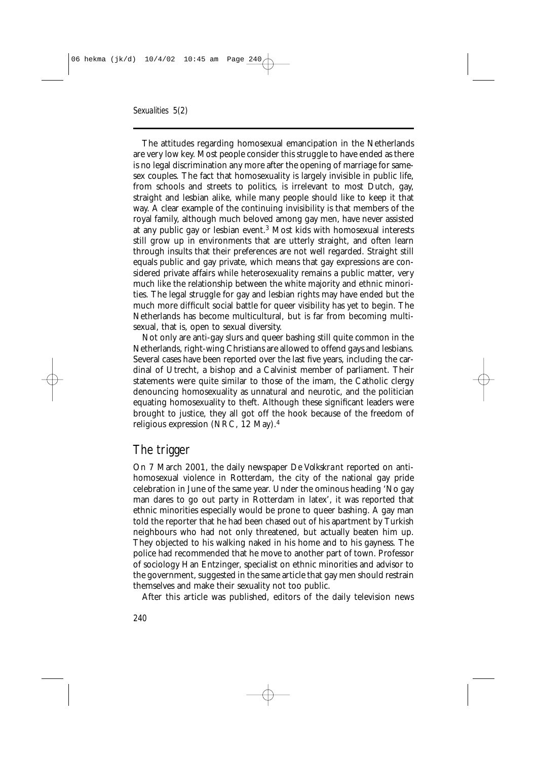The attitudes regarding homosexual emancipation in the Netherlands are very low key. Most people consider this struggle to have ended as there is no legal discrimination any more after the opening of marriage for same-sex couples. The fact that homosexuality is largely invisible in public life, from schools and streets to politics, is irrelevant to most Dutch, gay, straight and lesbian alike, while many people should like to keep it that way. A clear example of the continuing invisibility is that members of the royal family, although much beloved among gay men, have never assisted at any public gay or lesbian event.[3] Most kids with homosexual interests still grow up in environments that are utterly straight, and often learn through insults that their preferences are not well regarded. Straight still equals public and gay private, which means that gay expressions are considered private affairs while heterosexuality remains a public matter, very much like the relationship between the white majority and ethnic minorities. The legal struggle for gay and lesbian rights may have ended but the much more difficult social battle for queer visibility has yet to begin. The Netherlands has become multicultural, but is far from becoming multisexual, that is, open to sexual diversity.

Not only are anti-gay slurs and queer bashing still quite common in the Netherlands, right-wing Christians are allowed to offend gays and lesbians. Several cases have been reported over the last five years, including the cardinal of Utrecht, a bishop and a Calvinist member of parliament. Their statements were quite similar to those of the imam, the Catholic clergy denouncing homosexuality as unnatural and neurotic, and the politician equating homosexuality to theft. Although these significant leaders were brought to justice, they all got off the hook because of the freedom of religious expression (*NRC*, 12 May).[4]

## The trigger

On 7 March 2001, the daily newspaper *De Volkskrant* reported on anti-homosexual violence in Rotterdam, the city of the national gay pride celebration in June of the same year. Under the ominous heading 'No gay man dares to go out party in Rotterdam in latex', it was reported that ethnic minorities especially would be prone to queer bashing. A gay man told the reporter that he had been chased out of his apartment by Turkish neighbours who had not only threatened, but actually beaten him up. They objected to his walking naked in his home and to his gayness. The police had recommended that he move to another part of town. Professor of sociology Han Entzinger, specialist on ethnic minorities and advisor to the government, suggested in the same article that gay men should restrain themselves and make their sexuality not too public.

After this article was published, editors of the daily television news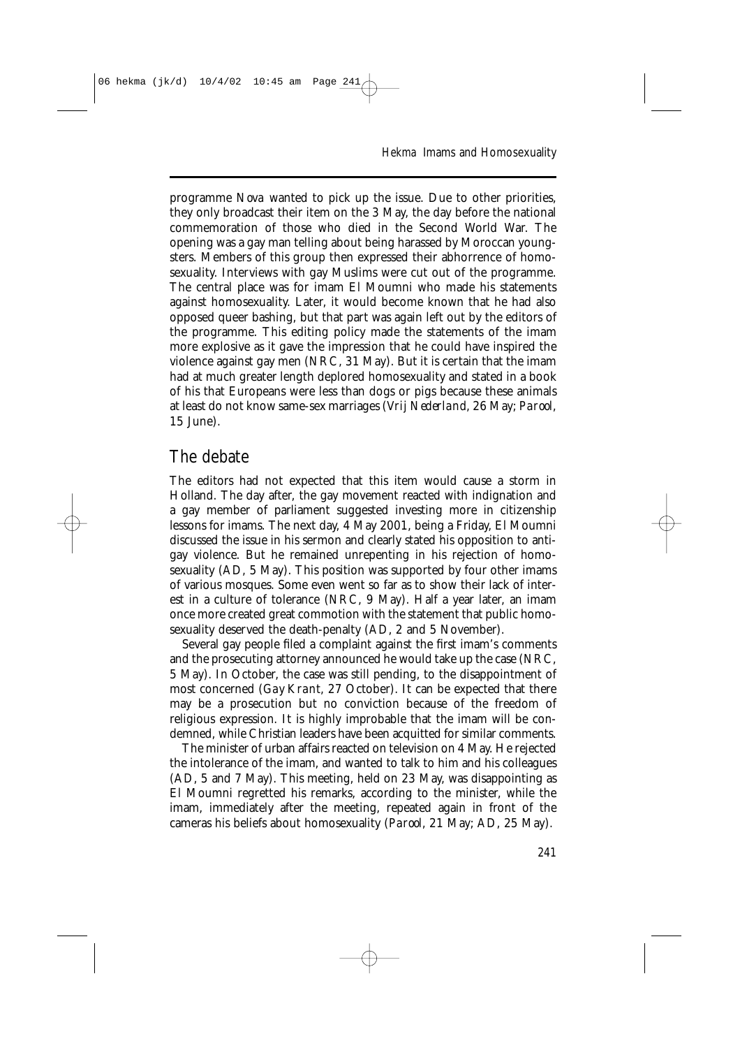programme *Nova* wanted to pick up the issue. Due to other priorities, they only broadcast their item on the 3 May, the day before the national commemoration of those who died in the Second World War. The opening was a gay man telling about being harassed by Moroccan youngsters. Members of this group then expressed their abhorrence of homosexuality. Interviews with gay Muslims were cut out of the programme. The central place was for imam El Moumni who made his statements against homosexuality. Later, it would become known that he had also opposed queer bashing, but that part was again left out by the editors of the programme. This editing policy made the statements of the imam more explosive as it gave the impression that he could have inspired the violence against gay men (*NRC*, 31 May). But it is certain that the imam had at much greater length deplored homosexuality and stated in a book of his that Europeans were less than dogs or pigs because these animals at least do not know same-sex marriages (*Vrij Nederland*, 26 May; *Parool*, 15 June).

## The debate

The editors had not expected that this item would cause a storm in Holland. The day after, the gay movement reacted with indignation and a gay member of parliament suggested investing more in citizenship lessons for imams. The next day, 4 May 2001, being a Friday, El Moumni discussed the issue in his sermon and clearly stated his opposition to anti-gay violence. But he remained unrepenting in his rejection of homosexuality (*AD*, 5 May). This position was supported by four other imams of various mosques. Some even went so far as to show their lack of interest in a culture of tolerance (*NRC*, 9 May). Half a year later, an imam once more created great commotion with the statement that public homosexuality deserved the death-penalty (*AD*, 2 and 5 November).

Several gay people filed a complaint against the first imam's comments and the prosecuting attorney announced he would take up the case (*NRC*, 5 May). In October, the case was still pending, to the disappointment of most concerned (*Gay Krant*, 27 October). It can be expected that there may be a prosecution but no conviction because of the freedom of religious expression. It is highly improbable that the imam will be condemned, while Christian leaders have been acquitted for similar comments.

The minister of urban affairs reacted on television on 4 May. He rejected the intolerance of the imam, and wanted to talk to him and his colleagues (*AD*, 5 and 7 May). This meeting, held on 23 May, was disappointing as El Moumni regretted his remarks, according to the minister, while the imam, immediately after the meeting, repeated again in front of the cameras his beliefs about homosexuality (*Parool*, 21 May; *AD*, 25 May).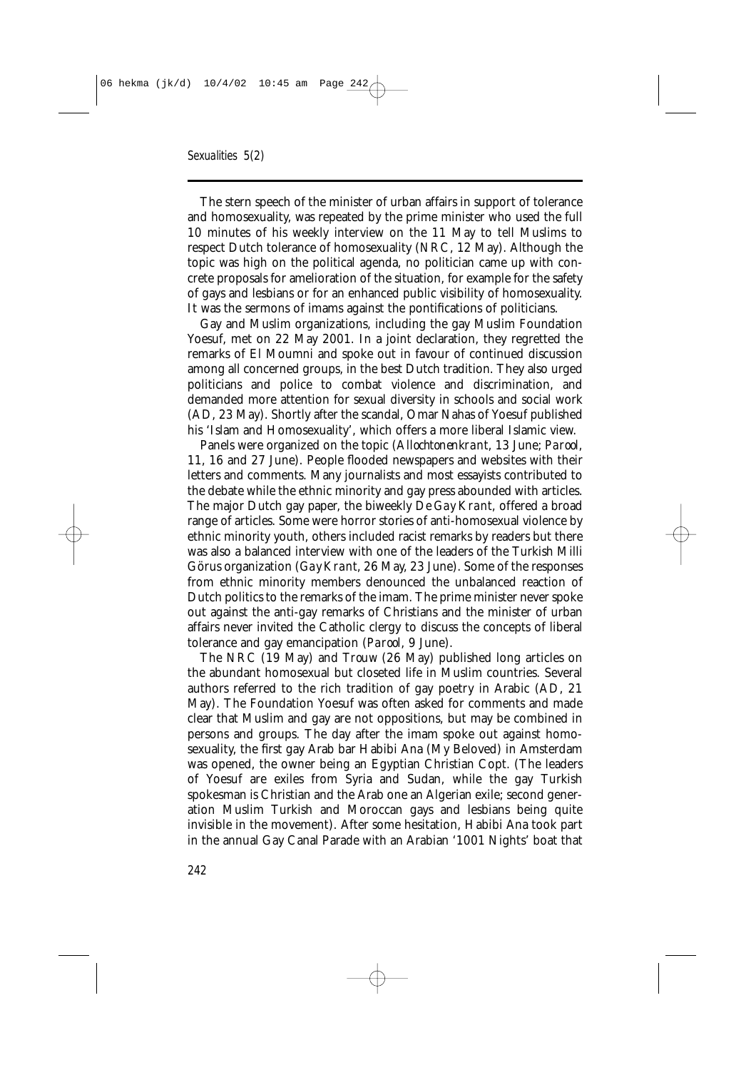The stern speech of the minister of urban affairs in support of tolerance and homosexuality, was repeated by the prime minister who used the full 10 minutes of his weekly interview on the 11 May to tell Muslims to respect Dutch tolerance of homosexuality (*NRC*, 12 May). Although the topic was high on the political agenda, no politician came up with concrete proposals for amelioration of the situation, for example for the safety of gays and lesbians or for an enhanced public visibility of homosexuality. It was the sermons of imams against the pontifications of politicians.

Gay and Muslim organizations, including the gay Muslim Foundation Yoesuf, met on 22 May 2001. In a joint declaration, they regretted the remarks of El Moumni and spoke out in favour of continued discussion among all concerned groups, in the best Dutch tradition. They also urged politicians and police to combat violence and discrimination, and demanded more attention for sexual diversity in schools and social work (*AD*, 23 May). Shortly after the scandal, Omar Nahas of Yoesuf published his 'Islam and Homosexuality', which offers a more liberal Islamic view.

Panels were organized on the topic (*Allochtonenkrant*, 13 June; *Parool*, 11, 16 and 27 June). People flooded newspapers and websites with their letters and comments. Many journalists and most essayists contributed to the debate while the ethnic minority and gay press abounded with articles. The major Dutch gay paper, the biweekly *De Gay Krant*, offered a broad range of articles. Some were horror stories of anti-homosexual violence by ethnic minority youth, others included racist remarks by readers but there was also a balanced interview with one of the leaders of the Turkish Milli Görus organization (*Gay Krant*, 26 May, 23 June). Some of the responses from ethnic minority members denounced the unbalanced reaction of Dutch politics to the remarks of the imam. The prime minister never spoke out against the anti-gay remarks of Christians and the minister of urban affairs never invited the Catholic clergy to discuss the concepts of liberal tolerance and gay emancipation (*Parool*, 9 June).

The *NRC* (19 May) and *Trouw* (26 May) published long articles on the abundant homosexual but closeted life in Muslim countries. Several authors referred to the rich tradition of gay poetry in Arabic (*AD*, 21 May). The Foundation Yoesuf was often asked for comments and made clear that Muslim and gay are not oppositions, but may be combined in persons and groups. The day after the imam spoke out against homosexuality, the first gay Arab bar Habibi Ana (My Beloved) in Amsterdam was opened, the owner being an Egyptian Christian Copt. (The leaders of Yoesuf are exiles from Syria and Sudan, while the gay Turkish spokesman is Christian and the Arab one an Algerian exile; second generation Muslim Turkish and Moroccan gays and lesbians being quite invisible in the movement). After some hesitation, Habibi Ana took part in the annual Gay Canal Parade with an Arabian '1001 Nights' boat that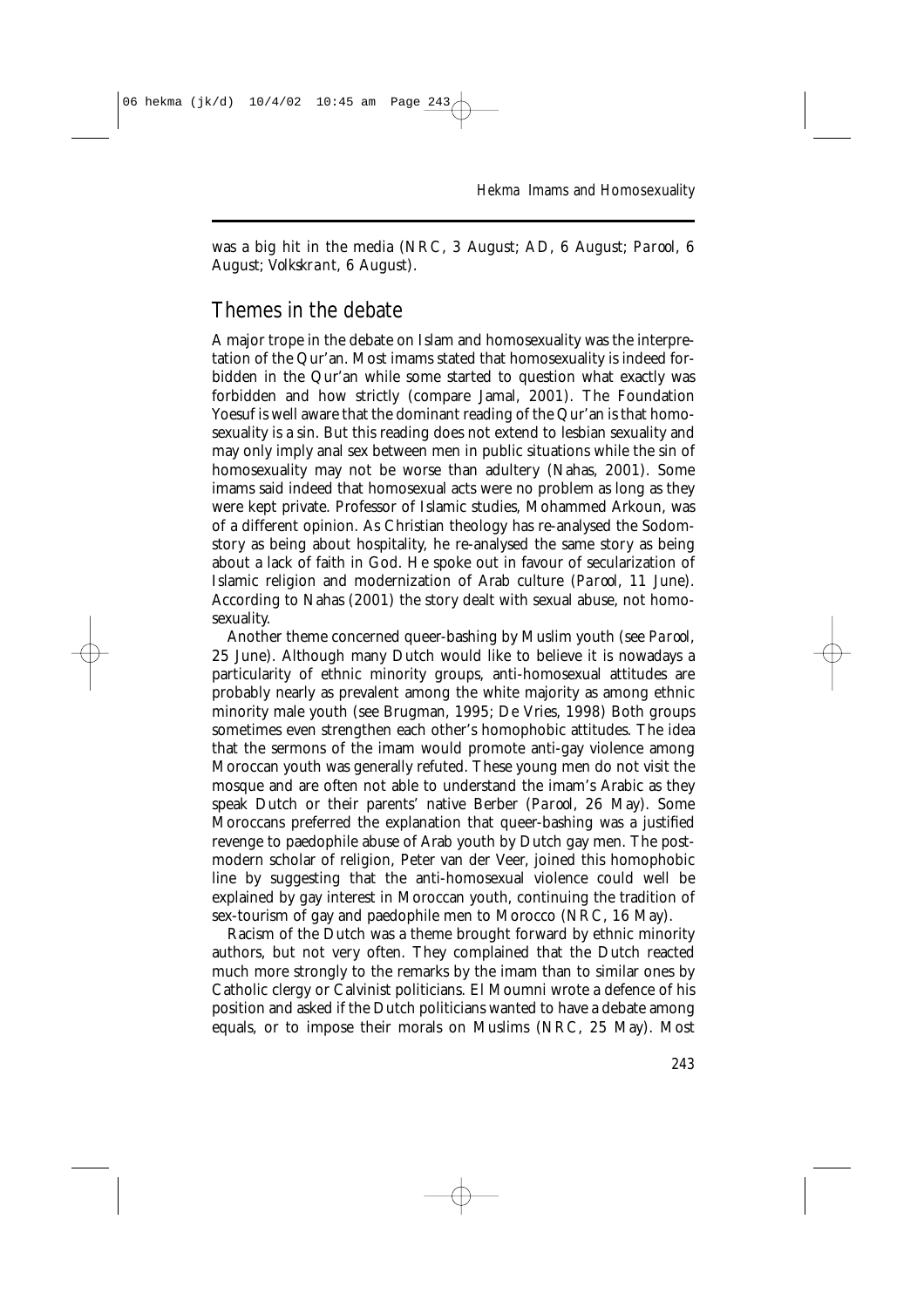was a big hit in the media (*NRC*, 3 August; *AD*, 6 August; *Parool*, 6 August; *Volkskrant*, 6 August).

## Themes in the debate

A major trope in the debate on Islam and homosexuality was the interpretation of the Qur'an. Most imams stated that homosexuality is indeed forbidden in the Qur'an while some started to question what exactly was forbidden and how strictly (compare Jamal, 2001). The Foundation Yoesuf is well aware that the dominant reading of the Qur'an is that homosexuality is a sin. But this reading does not extend to lesbian sexuality and may only imply anal sex between men in public situations while the sin of homosexuality may not be worse than adultery (Nahas, 2001). Some imams said indeed that homosexual acts were no problem as long as they were kept private. Professor of Islamic studies, Mohammed Arkoun, was of a different opinion. As Christian theology has re-analysed the Sodom-story as being about hospitality, he re-analysed the same story as being about a lack of faith in God. He spoke out in favour of secularization of Islamic religion and modernization of Arab culture (*Parool*, 11 June). According to Nahas (2001) the story dealt with sexual abuse, not homosexuality.

Another theme concerned queer-bashing by Muslim youth (see *Parool*, 25 June). Although many Dutch would like to believe it is nowadays a particularity of ethnic minority groups, anti-homosexual attitudes are probably nearly as prevalent among the white majority as among ethnic minority male youth (see Brugman, 1995; De Vries, 1998) Both groups sometimes even strengthen each other's homophobic attitudes. The idea that the sermons of the imam would promote anti-gay violence among Moroccan youth was generally refuted. These young men do not visit the mosque and are often not able to understand the imam's Arabic as they speak Dutch or their parents' native Berber (*Parool*, 26 May). Some Moroccans preferred the explanation that queer-bashing was a justified revenge to paedophile abuse of Arab youth by Dutch gay men. The postmodern scholar of religion, Peter van der Veer, joined this homophobic line by suggesting that the anti-homosexual violence could well be explained by gay interest in Moroccan youth, continuing the tradition of sex-tourism of gay and paedophile men to Morocco (*NRC*, 16 May).

Racism of the Dutch was a theme brought forward by ethnic minority authors, but not very often. They complained that the Dutch reacted much more strongly to the remarks by the imam than to similar ones by Catholic clergy or Calvinist politicians. El Moumni wrote a defence of his position and asked if the Dutch politicians wanted to have a debate among equals, or to impose their morals on Muslims (*NRC*, 25 May). Most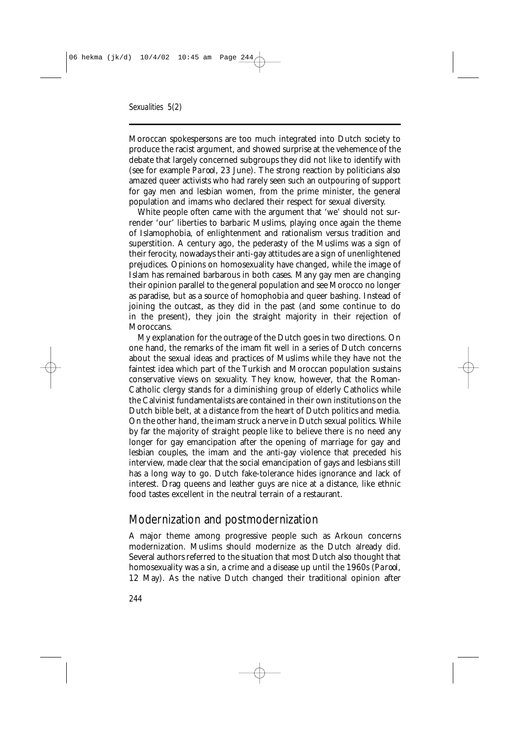Moroccan spokespersons are too much integrated into Dutch society to produce the racist argument, and showed surprise at the vehemence of the debate that largely concerned subgroups they did not like to identify with (see for example *Parool*, 23 June). The strong reaction by politicians also amazed queer activists who had rarely seen such an outpouring of support for gay men and lesbian women, from the prime minister, the general population and imams who declared their respect for sexual diversity.

White people often came with the argument that 'we' should not surrender 'our' liberties to barbaric Muslims, playing once again the theme of Islamophobia, of enlightenment and rationalism versus tradition and superstition. A century ago, the pederasty of the Muslims was a sign of their ferocity, nowadays their anti-gay attitudes are a sign of unenlightened prejudices. Opinions on homosexuality have changed, while the image of Islam has remained barbarous in both cases. Many gay men are changing their opinion parallel to the general population and see Morocco no longer as paradise, but as a source of homophobia and queer bashing. Instead of joining the outcast, as they did in the past (and some continue to do in the present), they join the straight majority in their rejection of Moroccans.

My explanation for the outrage of the Dutch goes in two directions. On one hand, the remarks of the imam fit well in a series of Dutch concerns about the sexual ideas and practices of Muslims while they have not the faintest idea which part of the Turkish and Moroccan population sustains conservative views on sexuality. They know, however, that the Roman-Catholic clergy stands for a diminishing group of elderly Catholics while the Calvinist fundamentalists are contained in their own institutions on the Dutch bible belt, at a distance from the heart of Dutch politics and media. On the other hand, the imam struck a nerve in Dutch sexual politics. While by far the majority of straight people like to believe there is no need any longer for gay emancipation after the opening of marriage for gay and lesbian couples, the imam and the anti-gay violence that preceded his interview, made clear that the social emancipation of gays and lesbians still has a long way to go. Dutch fake-tolerance hides ignorance and lack of interest. Drag queens and leather guys are nice at a distance, like ethnic food tastes excellent in the neutral terrain of a restaurant.

## Modernization and postmodernization

A major theme among progressive people such as Arkoun concerns modernization. Muslims should modernize as the Dutch already did. Several authors referred to the situation that most Dutch also thought that homosexuality was a sin, a crime and a disease up until the 1960s (*Parool*, 12 May). As the native Dutch changed their traditional opinion after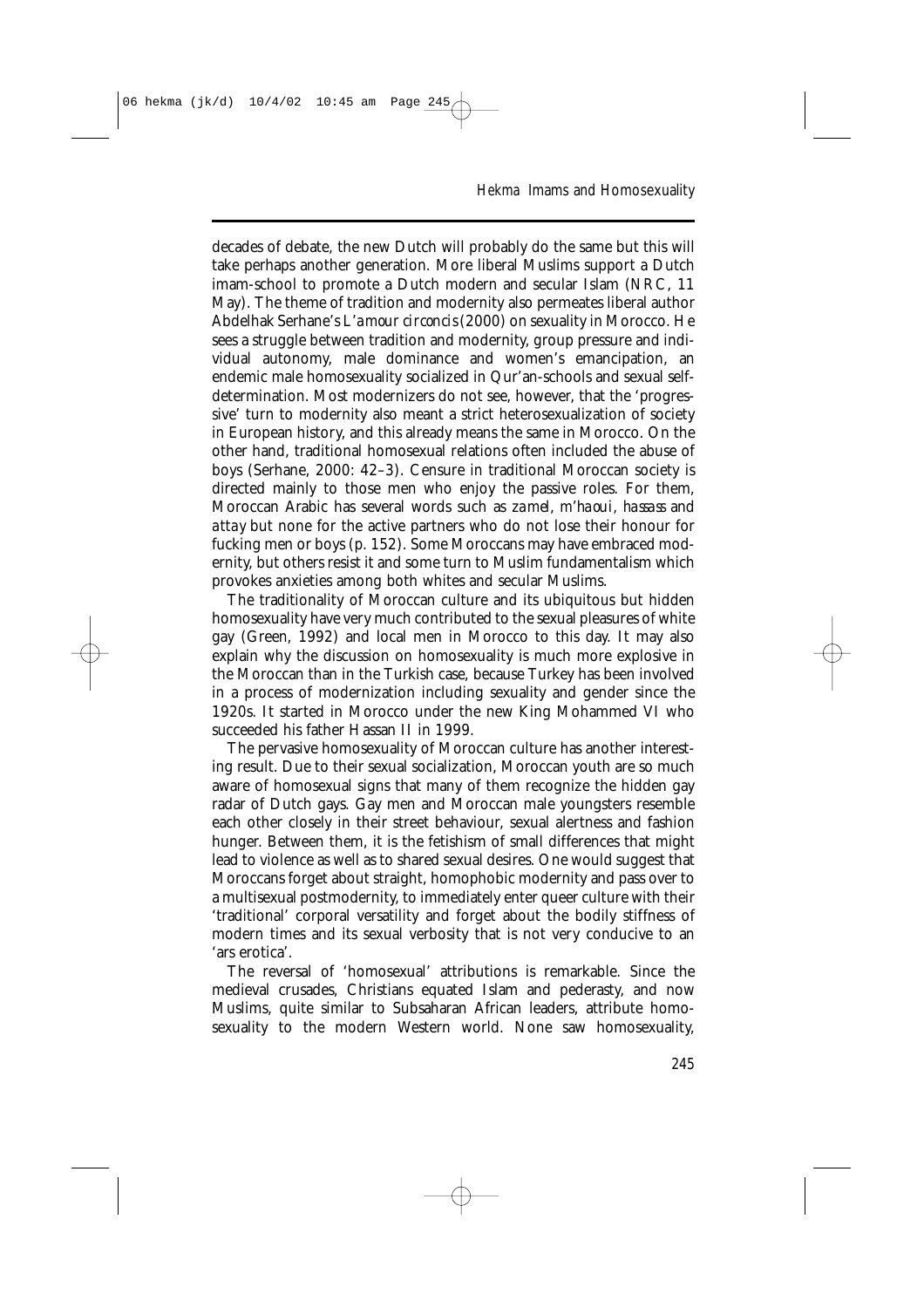decades of debate, the new Dutch will probably do the same but this will take perhaps another generation. More liberal Muslims support a Dutch imam-school to promote a Dutch modern and secular Islam (NRC, 11 May). The theme of tradition and modernity also permeates liberal author Abdelhak Serhane's *L'amour circoncis* (2000) on sexuality in Morocco. He sees a struggle between tradition and modernity, group pressure and individual autonomy, male dominance and women's emancipation, an endemic male homosexuality socialized in Qur'an-schools and sexual self-determination. Most modernizers do not see, however, that the 'progressive' turn to modernity also meant a strict heterosexualization of society in European history, and this already means the same in Morocco. On the other hand, traditional homosexual relations often included the abuse of boys (Serhane, 2000: 42–3). Censure in traditional Moroccan society is directed mainly to those men who enjoy the passive roles. For them, Moroccan Arabic has several words such as *zamel*, *m'haoui*, *hassass* and *attay* but none for the active partners who do not lose their honour for fucking men or boys (p. 152). Some Moroccans may have embraced modernity, but others resist it and some turn to Muslim fundamentalism which provokes anxieties among both whites and secular Muslims.

The traditionality of Moroccan culture and its ubiquitous but hidden homosexuality have very much contributed to the sexual pleasures of white gay (Green, 1992) and local men in Morocco to this day. It may also explain why the discussion on homosexuality is much more explosive in the Moroccan than in the Turkish case, because Turkey has been involved in a process of modernization including sexuality and gender since the 1920s. It started in Morocco under the new King Mohammed VI who succeeded his father Hassan II in 1999.

The pervasive homosexuality of Moroccan culture has another interesting result. Due to their sexual socialization, Moroccan youth are so much aware of homosexual signs that many of them recognize the hidden gay radar of Dutch gays. Gay men and Moroccan male youngsters resemble each other closely in their street behaviour, sexual alertness and fashion hunger. Between them, it is the fetishism of small differences that might lead to violence as well as to shared sexual desires. One would suggest that Moroccans forget about straight, homophobic modernity and pass over to a multisexual postmodernity, to immediately enter queer culture with their 'traditional' corporal versatility and forget about the bodily stiffness of modern times and its sexual verbosity that is not very conducive to an 'ars erotica'.

The reversal of 'homosexual' attributions is remarkable. Since the medieval crusades, Christians equated Islam and pederasty, and now Muslims, quite similar to Subsaharan African leaders, attribute homosexuality to the modern Western world. None saw homosexuality,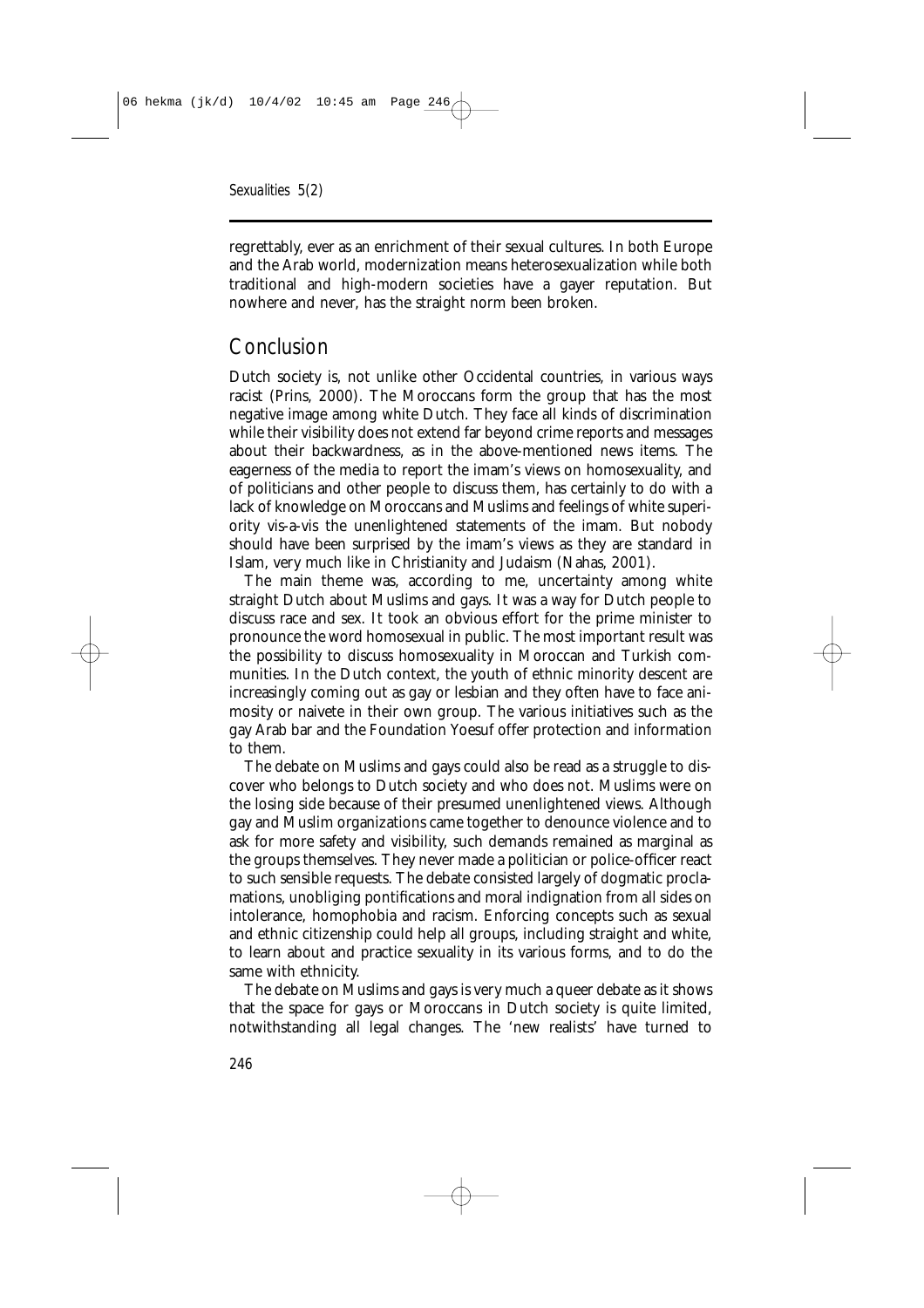regrettably, ever as an enrichment of their sexual cultures. In both Europe and the Arab world, modernization means heterosexualization while both traditional and high-modern societies have a gayer reputation. But nowhere and never, has the straight norm been broken.

## Conclusion

Dutch society is, not unlike other Occidental countries, in various ways racist (Prins, 2000). The Moroccans form the group that has the most negative image among white Dutch. They face all kinds of discrimination while their visibility does not extend far beyond crime reports and messages about their backwardness, as in the above-mentioned news items. The eagerness of the media to report the imam's views on homosexuality, and of politicians and other people to discuss them, has certainly to do with a lack of knowledge on Moroccans and Muslims and feelings of white superiority vis-a-vis the unenlightened statements of the imam. But nobody should have been surprised by the imam's views as they are standard in Islam, very much like in Christianity and Judaism (Nahas, 2001).

The main theme was, according to me, uncertainty among white straight Dutch about Muslims and gays. It was a way for Dutch people to discuss race and sex. It took an obvious effort for the prime minister to pronounce the word homosexual in public. The most important result was the possibility to discuss homosexuality in Moroccan and Turkish communities. In the Dutch context, the youth of ethnic minority descent are increasingly coming out as gay or lesbian and they often have to face animosity or naivete in their own group. The various initiatives such as the gay Arab bar and the Foundation Yoesuf offer protection and information to them.

The debate on Muslims and gays could also be read as a struggle to discover who belongs to Dutch society and who does not. Muslims were on the losing side because of their presumed unenlightened views. Although gay and Muslim organizations came together to denounce violence and to ask for more safety and visibility, such demands remained as marginal as the groups themselves. They never made a politician or police-officer react to such sensible requests. The debate consisted largely of dogmatic proclamations, unobliging pontifications and moral indignation from all sides on intolerance, homophobia and racism. Enforcing concepts such as sexual and ethnic citizenship could help all groups, including straight and white, to learn about and practice sexuality in its various forms, and to do the same with ethnicity.

The debate on Muslims and gays is very much a queer debate as it shows that the space for gays or Moroccans in Dutch society is quite limited, notwithstanding all legal changes. The 'new realists' have turned to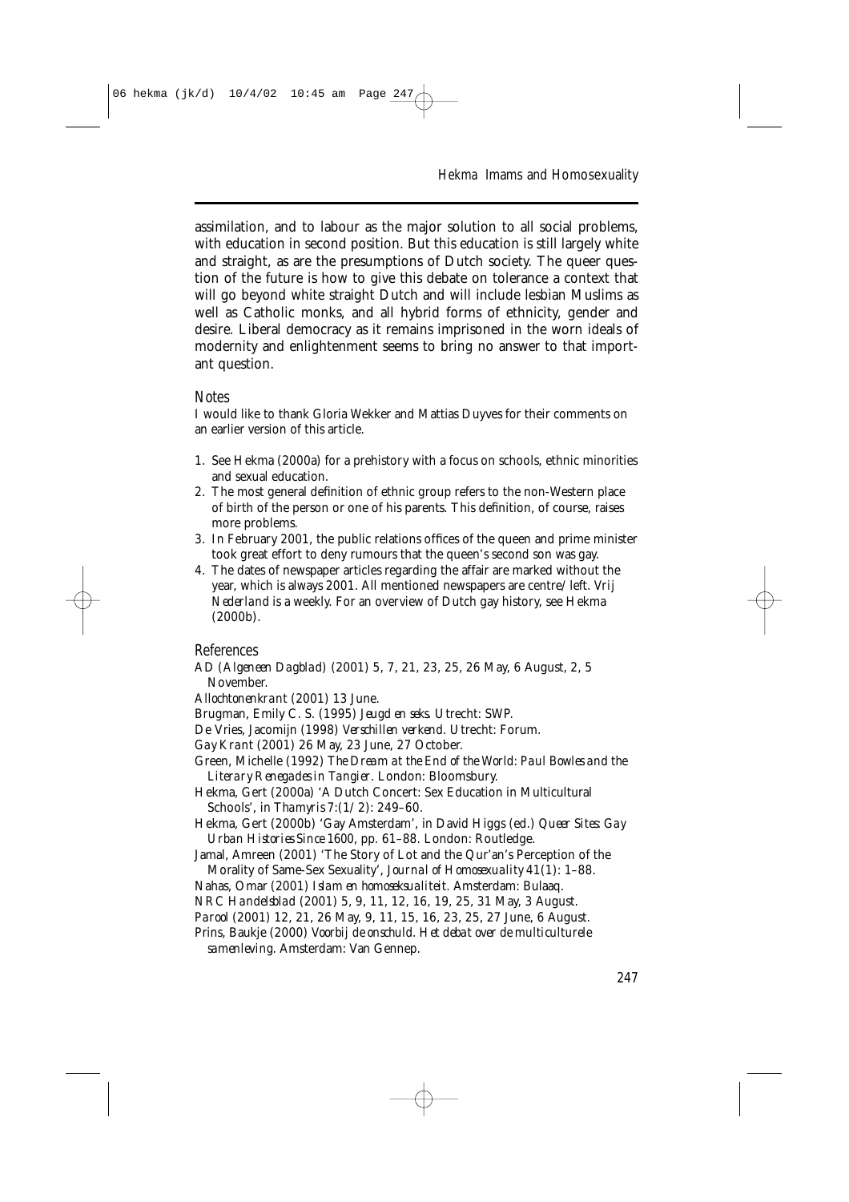assimilation, and to labour as the major solution to all social problems, with education in second position. But this education is still largely white and straight, as are the presumptions of Dutch society. The queer question of the future is how to give this debate on tolerance a context that will go beyond white straight Dutch and will include lesbian Muslims as well as Catholic monks, and all hybrid forms of ethnicity, gender and desire. Liberal democracy as it remains imprisoned in the worn ideals of modernity and enlightenment seems to bring no answer to that important question.

## Notes

I would like to thank Gloria Wekker and Mattias Duyves for their comments on an earlier version of this article.

1. See Hekma (2000a) for a prehistory with a focus on schools, ethnic minorities and sexual education.
2. The most general definition of ethnic group refers to the non-Western place of birth of the person or one of his parents. This definition, of course, raises more problems.
3. In February 2001, the public relations offices of the queen and prime minister took great effort to deny rumours that the queen's second son was gay.
4. The dates of newspaper articles regarding the affair are marked without the year, which is always 2001. All mentioned newspapers are centre/left. *Vrij Nederland* is a weekly. For an overview of Dutch gay history, see Hekma (2000b).

## References

*AD (Algemeen Dagblad)* (2001) 5, 7, 21, 23, 25, 26 May, 6 August, 2, 5 November.

*Allochtonenkrant* (2001) 13 June.

Brugman, Emily C. S. (1995) *Jeugd en seks*. Utrecht: SWP.

De Vries, Jacomijn (1998) *Verschillen verkend*. Utrecht: Forum.

*Gay Krant* (2001) 26 May, 23 June, 27 October.

Green, Michelle (1992) *The Dream at the End of the World: Paul Bowles and the Literary Renegades in Tangier*. London: Bloomsbury.

Hekma, Gert (2000a) 'A Dutch Concert: Sex Education in Multicultural Schools', in *Thamyris* 7:(1/2): 249–60.

Hekma, Gert (2000b) 'Gay Amsterdam', in David Higgs (ed.) *Queer Sites: Gay Urban Histories Since 1600*, pp. 61–88. London: Routledge.

Jamal, Amreen (2001) 'The Story of Lot and the Qur'an's Perception of the Morality of Same-Sex Sexuality', *Journal of Homosexuality* 41(1): 1–88.

Nahas, Omar (2001) *Islam en homoseksualiteit*. Amsterdam: Bulaaq.

*NRC Handelsblad* (2001) 5, 9, 11, 12, 16, 19, 25, 31 May, 3 August.

*Parool* (2001) 12, 21, 26 May, 9, 11, 15, 16, 23, 25, 27 June, 6 August.

Prins, Baukje (2000) *Voorbij de onschuld. Het debat over de multiculturele samenleving*. Amsterdam: Van Gennep.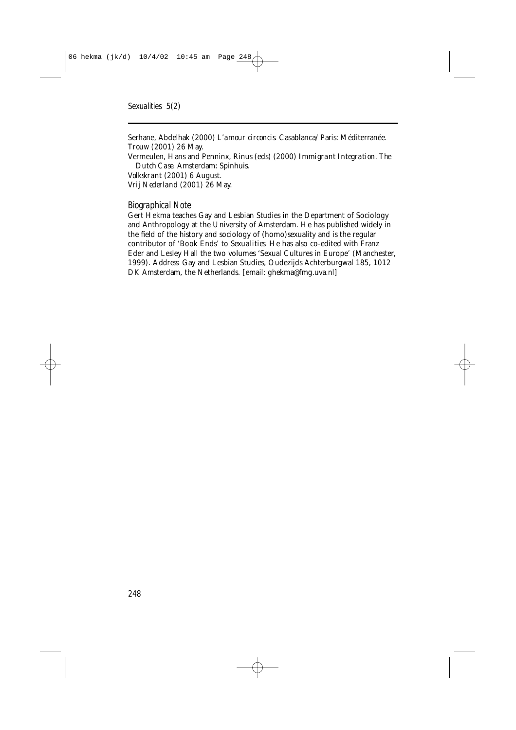Serhane, Abdelhak (2000) *L'amour circoncis*. Casablanca/Paris: Méditerranée.

*Trouw* (2001) 26 May.

Vermeulen, Hans and Penninx, Rinus (eds) (2000) *Immigrant Integration. The Dutch Case*. Amsterdam: Spinhuis.

*Volkskrant* (2001) 6 August.

*Vrij Nederland* (2001) 26 May.

## Biographical Note

Gert Hekma teaches Gay and Lesbian Studies in the Department of Sociology and Anthropology at the University of Amsterdam. He has published widely in the field of the history and sociology of (homo)sexuality and is the regular contributor of 'Book Ends' to *Sexualities*. He has also co-edited with Franz Eder and Lesley Hall the two volumes 'Sexual Cultures in Europe' (Manchester, 1999). *Address*: Gay and Lesbian Studies, Oudezijds Achterburgwal 185, 1012 DK Amsterdam, the Netherlands. [email: ghekma@fmg.uva.nl]